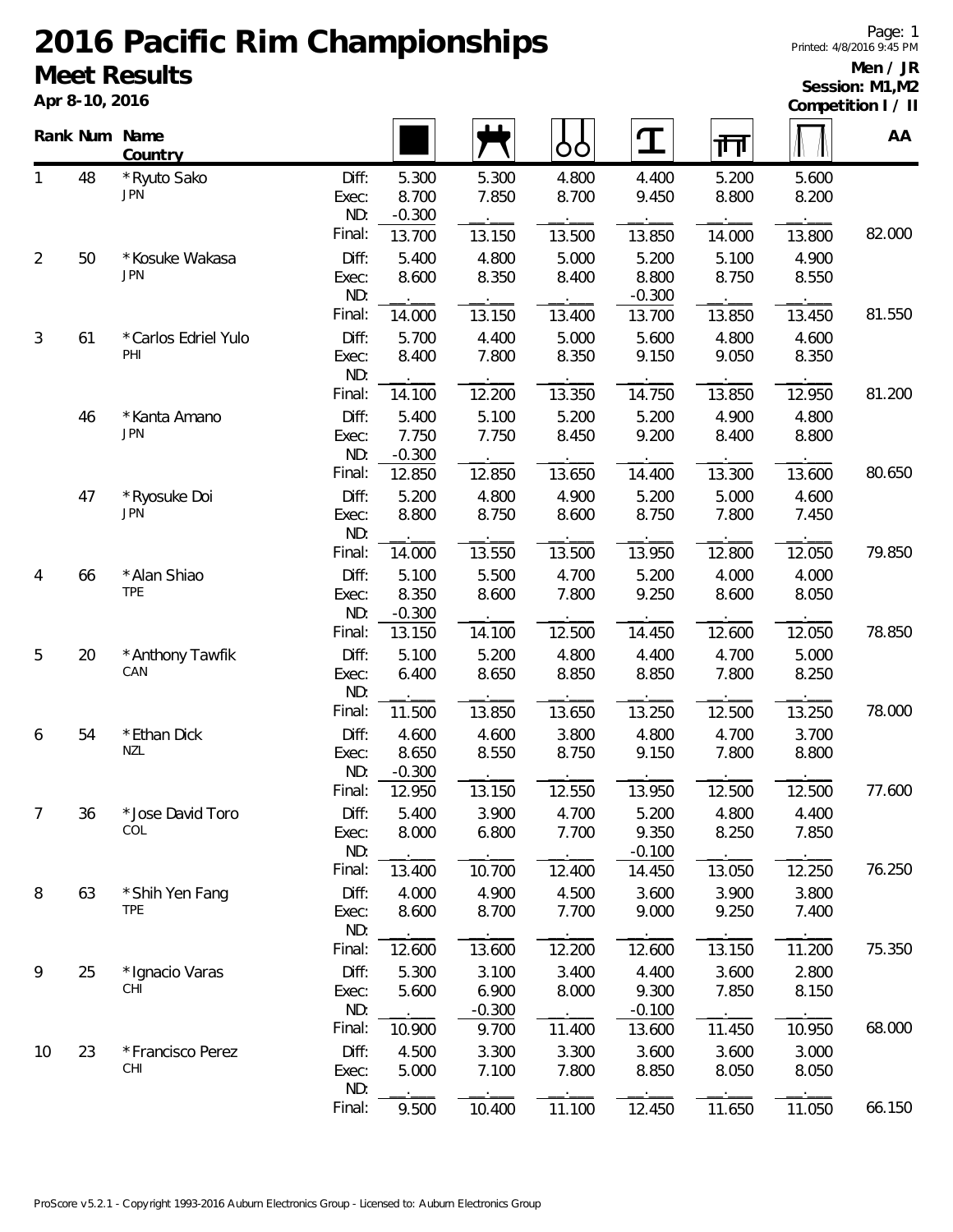# 2016 Pacific Rim Championships

## Meet Results

**Apr 8-10, 2016**

**Men / JR**
**Session: M1,M2**
**Competition I / II**

| Rank | Num | Name Country | | Floor | Pommel Horse | Rings | Vault | Parallel Bars | High Bar | AA |
|---|---|---|---|---|---|---|---|---|---|---|
| 1 | 48 | *Ryuto Sako JPN | Diff: | 5.300 | 5.300 | 4.800 | 4.400 | 5.200 | 5.600 | |
| | | | Exec: | 8.700 | 7.850 | 8.700 | 9.450 | 8.800 | 8.200 | |
| | | | ND: | -0.300 | | | | | | |
| | | | Final: | 13.700 | 13.150 | 13.500 | 13.850 | 14.000 | 13.800 | 82.000 |
| 2 | 50 | *Kosuke Wakasa JPN | Diff: | 5.400 | 4.800 | 5.000 | 5.200 | 5.100 | 4.900 | |
| | | | Exec: | 8.600 | 8.350 | 8.400 | 8.800 | 8.750 | 8.550 | |
| | | | ND: | | | | -0.300 | | | |
| | | | Final: | 14.000 | 13.150 | 13.400 | 13.700 | 13.850 | 13.450 | 81.550 |
| 3 | 61 | *Carlos Edriel Yulo PHI | Diff: | 5.700 | 4.400 | 5.000 | 5.600 | 4.800 | 4.600 | |
| | | | Exec: | 8.400 | 7.800 | 8.350 | 9.150 | 9.050 | 8.350 | |
| | | | ND: | | | | | | | |
| | | | Final: | 14.100 | 12.200 | 13.350 | 14.750 | 13.850 | 12.950 | 81.200 |
| | 46 | *Kanta Amano JPN | Diff: | 5.400 | 5.100 | 5.200 | 5.200 | 4.900 | 4.800 | |
| | | | Exec: | 7.750 | 7.750 | 8.450 | 9.200 | 8.400 | 8.800 | |
| | | | ND: | -0.300 | | | | | | |
| | | | Final: | 12.850 | 12.850 | 13.650 | 14.400 | 13.300 | 13.600 | 80.650 |
| | 47 | *Ryosuke Doi JPN | Diff: | 5.200 | 4.800 | 4.900 | 5.200 | 5.000 | 4.600 | |
| | | | Exec: | 8.800 | 8.750 | 8.600 | 8.750 | 7.800 | 7.450 | |
| | | | ND: | | | | | | | |
| | | | Final: | 14.000 | 13.550 | 13.500 | 13.950 | 12.800 | 12.050 | 79.850 |
| 4 | 66 | *Alan Shiao TPE | Diff: | 5.100 | 5.500 | 4.700 | 5.200 | 4.000 | 4.000 | |
| | | | Exec: | 8.350 | 8.600 | 7.800 | 9.250 | 8.600 | 8.050 | |
| | | | ND: | -0.300 | | | | | | |
| | | | Final: | 13.150 | 14.100 | 12.500 | 14.450 | 12.600 | 12.050 | 78.850 |
| 5 | 20 | *Anthony Tawfik CAN | Diff: | 5.100 | 5.200 | 4.800 | 4.400 | 4.700 | 5.000 | |
| | | | Exec: | 6.400 | 8.650 | 8.850 | 8.850 | 7.800 | 8.250 | |
| | | | ND: | | | | | | | |
| | | | Final: | 11.500 | 13.850 | 13.650 | 13.250 | 12.500 | 13.250 | 78.000 |
| 6 | 54 | *Ethan Dick NZL | Diff: | 4.600 | 4.600 | 3.800 | 4.800 | 4.700 | 3.700 | |
| | | | Exec: | 8.650 | 8.550 | 8.750 | 9.150 | 7.800 | 8.800 | |
| | | | ND: | -0.300 | | | | | | |
| | | | Final: | 12.950 | 13.150 | 12.550 | 13.950 | 12.500 | 12.500 | 77.600 |
| 7 | 36 | *Jose David Toro COL | Diff: | 5.400 | 3.900 | 4.700 | 5.200 | 4.800 | 4.400 | |
| | | | Exec: | 8.000 | 6.800 | 7.700 | 9.350 | 8.250 | 7.850 | |
| | | | ND: | | | | -0.100 | | | |
| | | | Final: | 13.400 | 10.700 | 12.400 | 14.450 | 13.050 | 12.250 | 76.250 |
| 8 | 63 | *Shih Yen Fang TPE | Diff: | 4.000 | 4.900 | 4.500 | 3.600 | 3.900 | 3.800 | |
| | | | Exec: | 8.600 | 8.700 | 7.700 | 9.000 | 9.250 | 7.400 | |
| | | | ND: | | | | | | | |
| | | | Final: | 12.600 | 13.600 | 12.200 | 12.600 | 13.150 | 11.200 | 75.350 |
| 9 | 25 | *Ignacio Varas CHI | Diff: | 5.300 | 3.100 | 3.400 | 4.400 | 3.600 | 2.800 | |
| | | | Exec: | 5.600 | 6.900 | 8.000 | 9.300 | 7.850 | 8.150 | |
| | | | ND: | | -0.300 | | -0.100 | | | |
| | | | Final: | 10.900 | 9.700 | 11.400 | 13.600 | 11.450 | 10.950 | 68.000 |
| 10 | 23 | *Francisco Perez CHI | Diff: | 4.500 | 3.300 | 3.300 | 3.600 | 3.600 | 3.000 | |
| | | | Exec: | 5.000 | 7.100 | 7.800 | 8.850 | 8.050 | 8.050 | |
| | | | ND: | | | | | | | |
| | | | Final: | 9.500 | 10.400 | 11.100 | 12.450 | 11.650 | 11.050 | 66.150 |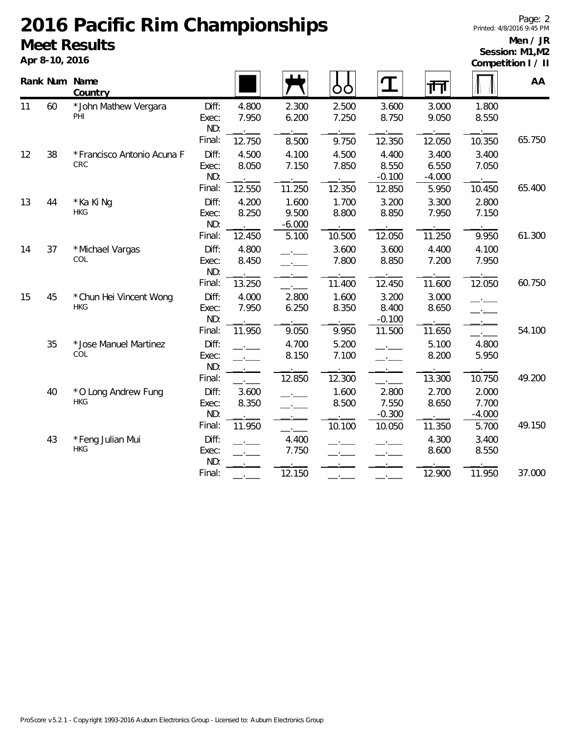# 2016 Pacific Rim Championships

## Meet Results

**Apr 8-10, 2016**

**Men / JR**
**Session: M1,M2**
**Competition I / II**

| Rank | Num | Name / Country | | Floor | Pommel Horse | Rings | Vault | Parallel Bars | High Bar | AA |
|---|---|---|---|---|---|---|---|---|---|---|
| 11 | 60 | *John Mathew Vergara PHI | Diff: | 4.800 | 2.300 | 2.500 | 3.600 | 3.000 | 1.800 | |
| | | | Exec: | 7.950 | 6.200 | 7.250 | 8.750 | 9.050 | 8.550 | |
| | | | ND: | __.___ | __.___ | __.___ | __.___ | __.___ | __.___ | |
| | | | Final: | 12.750 | 8.500 | 9.750 | 12.350 | 12.050 | 10.350 | 65.750 |
| 12 | 38 | *Francisco Antonio Acuna F CRC | Diff: | 4.500 | 4.100 | 4.500 | 4.400 | 3.400 | 3.400 | |
| | | | Exec: | 8.050 | 7.150 | 7.850 | 8.550 | 6.550 | 7.050 | |
| | | | ND: | __.___ | __.___ | __.___ | -0.100 | -4.000 | __.___ | |
| | | | Final: | 12.550 | 11.250 | 12.350 | 12.850 | 5.950 | 10.450 | 65.400 |
| 13 | 44 | *Ka Ki Ng HKG | Diff: | 4.200 | 1.600 | 1.700 | 3.200 | 3.300 | 2.800 | |
| | | | Exec: | 8.250 | 9.500 | 8.800 | 8.850 | 7.950 | 7.150 | |
| | | | ND: | __.___ | -6.000 | __.___ | __.___ | __.___ | __.___ | |
| | | | Final: | 12.450 | 5.100 | 10.500 | 12.050 | 11.250 | 9.950 | 61.300 |
| 14 | 37 | *Michael Vargas COL | Diff: | 4.800 | __.___ | 3.600 | 3.600 | 4.400 | 4.100 | |
| | | | Exec: | 8.450 | __.___ | 7.800 | 8.850 | 7.200 | 7.950 | |
| | | | ND: | __.___ | __.___ | __.___ | __.___ | __.___ | __.___ | |
| | | | Final: | 13.250 | __.___ | 11.400 | 12.450 | 11.600 | 12.050 | 60.750 |
| 15 | 45 | *Chun Hei Vincent Wong HKG | Diff: | 4.000 | 2.800 | 1.600 | 3.200 | 3.000 | __.___ | |
| | | | Exec: | 7.950 | 6.250 | 8.350 | 8.400 | 8.650 | __.___ | |
| | | | ND: | __.___ | __.___ | __.___ | -0.100 | __.___ | __.___ | |
| | | | Final: | 11.950 | 9.050 | 9.950 | 11.500 | 11.650 | __.___ | 54.100 |
| | 35 | *Jose Manuel Martinez COL | Diff: | __.___ | 4.700 | 5.200 | __.___ | 5.100 | 4.800 | |
| | | | Exec: | __.___ | 8.150 | 7.100 | __.___ | 8.200 | 5.950 | |
| | | | ND: | __.___ | __.___ | __.___ | __.___ | __.___ | __.___ | |
| | | | Final: | __.___ | 12.850 | 12.300 | __.___ | 13.300 | 10.750 | 49.200 |
| | 40 | *O Long Andrew Fung HKG | Diff: | 3.600 | __.___ | 1.600 | 2.800 | 2.700 | 2.000 | |
| | | | Exec: | 8.350 | __.___ | 8.500 | 7.550 | 8.650 | 7.700 | |
| | | | ND: | __.___ | __.___ | __.___ | -0.300 | __.___ | -4.000 | |
| | | | Final: | 11.950 | __.___ | 10.100 | 10.050 | 11.350 | 5.700 | 49.150 |
| | 43 | *Feng Julian Mui HKG | Diff: | __.___ | 4.400 | __.___ | __.___ | 4.300 | 3.400 | |
| | | | Exec: | __.___ | 7.750 | __.___ | __.___ | 8.600 | 8.550 | |
| | | | ND: | __.___ | __.___ | __.___ | __.___ | __.___ | __.___ | |
| | | | Final: | __.___ | 12.150 | __.___ | __.___ | 12.900 | 11.950 | 37.000 |

ProScore v5.2.1 - Copyright 1993-2016 Auburn Electronics Group - Licensed to: Auburn Electronics Group